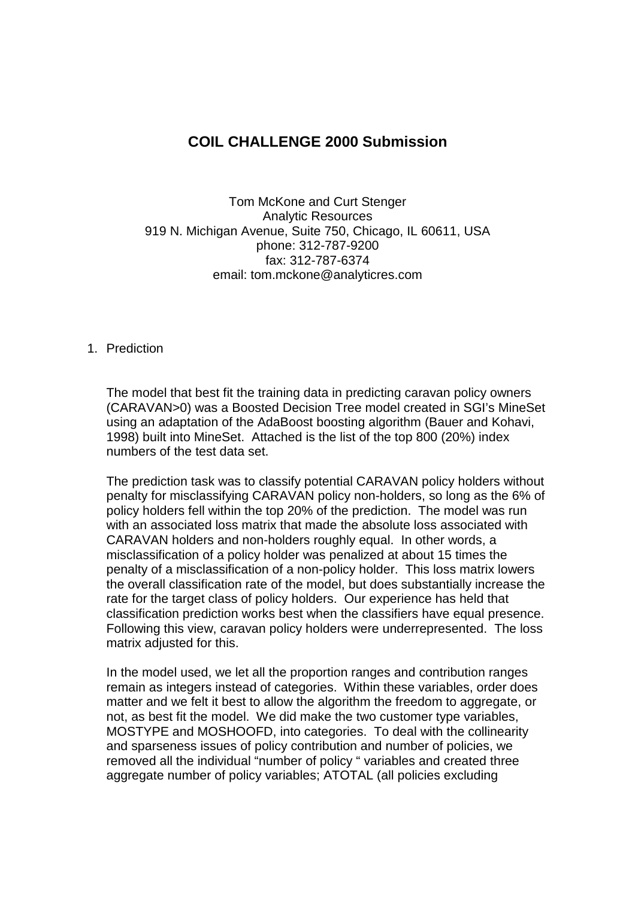# COIL CHALLENGE 2000 Submission

Tom McKone and Curt Stenger
Analytic Resources
919 N. Michigan Avenue, Suite 750, Chicago, IL 60611, USA
phone: 312-787-9200
fax: 312-787-6374
email: tom.mckone@analyticres.com

1. Prediction

The model that best fit the training data in predicting caravan policy owners (CARAVAN>0) was a Boosted Decision Tree model created in SGI's MineSet using an adaptation of the AdaBoost boosting algorithm (Bauer and Kohavi, 1998) built into MineSet. Attached is the list of the top 800 (20%) index numbers of the test data set.

The prediction task was to classify potential CARAVAN policy holders without penalty for misclassifying CARAVAN policy non-holders, so long as the 6% of policy holders fell within the top 20% of the prediction. The model was run with an associated loss matrix that made the absolute loss associated with CARAVAN holders and non-holders roughly equal. In other words, a misclassification of a policy holder was penalized at about 15 times the penalty of a misclassification of a non-policy holder. This loss matrix lowers the overall classification rate of the model, but does substantially increase the rate for the target class of policy holders. Our experience has held that classification prediction works best when the classifiers have equal presence. Following this view, caravan policy holders were underrepresented. The loss matrix adjusted for this.

In the model used, we let all the proportion ranges and contribution ranges remain as integers instead of categories. Within these variables, order does matter and we felt it best to allow the algorithm the freedom to aggregate, or not, as best fit the model. We did make the two customer type variables, MOSTYPE and MOSHOOFD, into categories. To deal with the collinearity and sparseness issues of policy contribution and number of policies, we removed all the individual "number of policy " variables and created three aggregate number of policy variables; ATOTAL (all policies excluding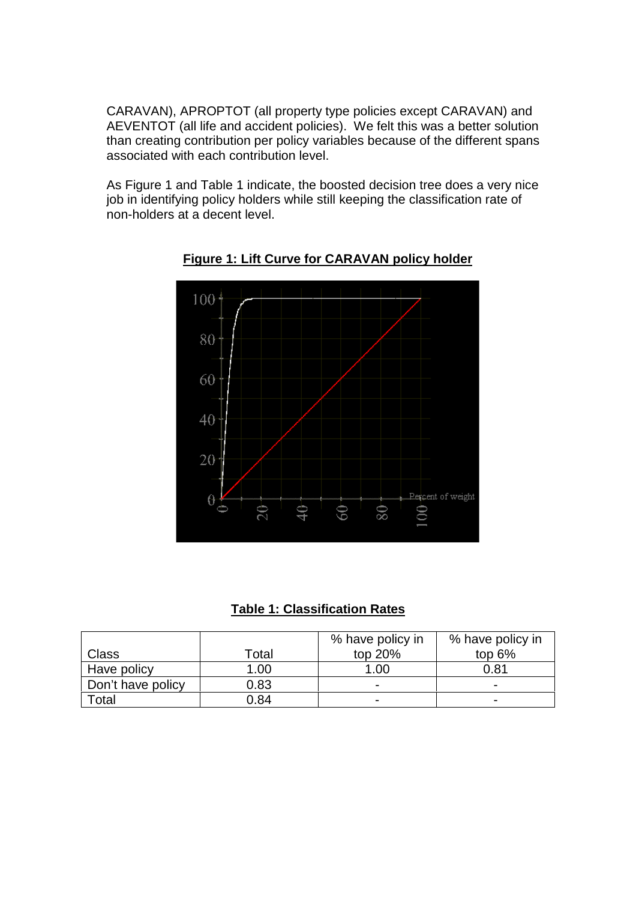CARAVAN), APROPTOT (all property type policies except CARAVAN) and AEVENTOT (all life and accident policies). We felt this was a better solution than creating contribution per policy variables because of the different spans associated with each contribution level.

As Figure 1 and Table 1 indicate, the boosted decision tree does a very nice job in identifying policy holders while still keeping the classification rate of non-holders at a decent level.

**Figure 1: Lift Curve for CARAVAN policy holder**

**Table 1: Classification Rates**

| Class | Total | % have policy in top 20% | % have policy in top 6% |
|---|---|---|---|
| Have policy | 1.00 | 1.00 | 0.81 |
| Don't have policy | 0.83 | - | - |
| Total | 0.84 | - | - |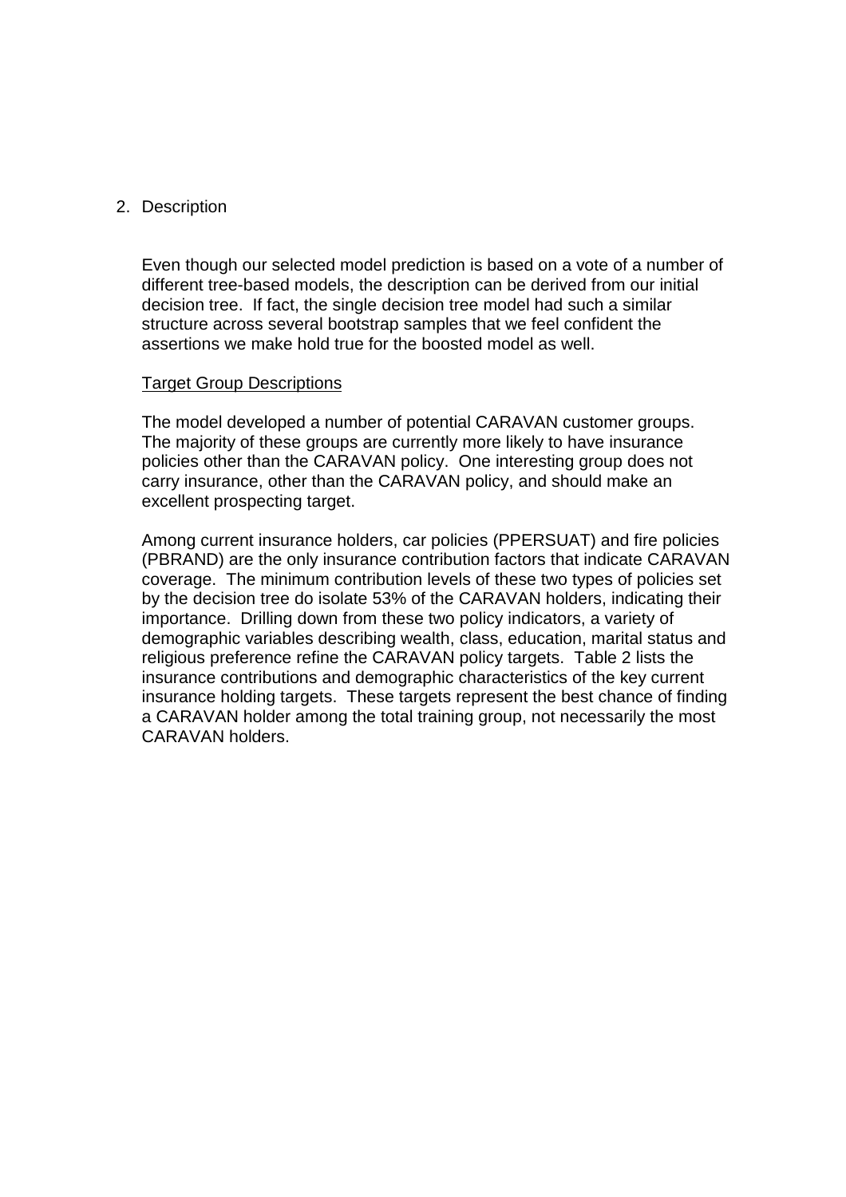## 2. Description

Even though our selected model prediction is based on a vote of a number of different tree-based models, the description can be derived from our initial decision tree. If fact, the single decision tree model had such a similar structure across several bootstrap samples that we feel confident the assertions we make hold true for the boosted model as well.

<u>Target Group Descriptions</u>

The model developed a number of potential CARAVAN customer groups. The majority of these groups are currently more likely to have insurance policies other than the CARAVAN policy. One interesting group does not carry insurance, other than the CARAVAN policy, and should make an excellent prospecting target.

Among current insurance holders, car policies (PPERSUAT) and fire policies (PBRAND) are the only insurance contribution factors that indicate CARAVAN coverage. The minimum contribution levels of these two types of policies set by the decision tree do isolate 53% of the CARAVAN holders, indicating their importance. Drilling down from these two policy indicators, a variety of demographic variables describing wealth, class, education, marital status and religious preference refine the CARAVAN policy targets. Table 2 lists the insurance contributions and demographic characteristics of the key current insurance holding targets. These targets represent the best chance of finding a CARAVAN holder among the total training group, not necessarily the most CARAVAN holders.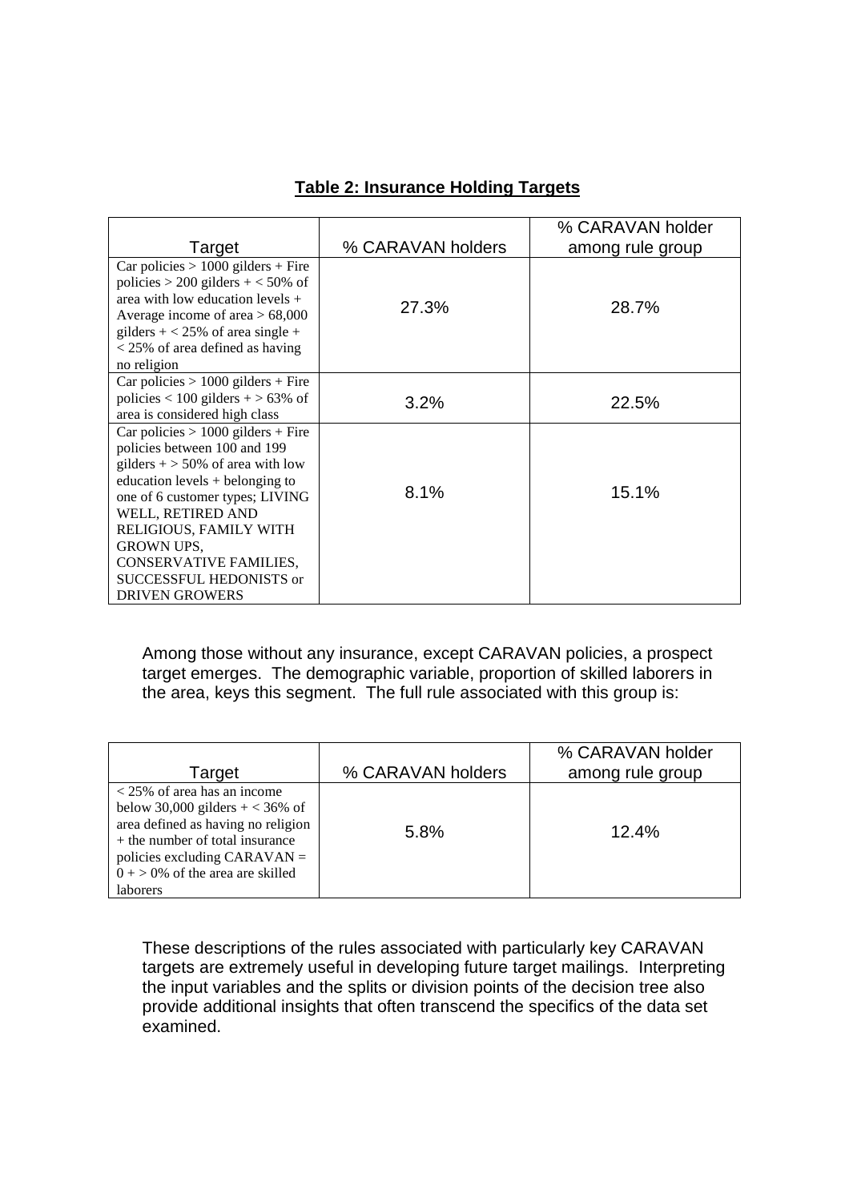**Table 2: Insurance Holding Targets**

| Target | % CARAVAN holders | % CARAVAN holder among rule group |
|---|---|---|
| Car policies > 1000 gilders + Fire policies > 200 gilders + < 50% of area with low education levels + Average income of area > 68,000 gilders + < 25% of area single + < 25% of area defined as having no religion | 27.3% | 28.7% |
| Car policies > 1000 gilders + Fire policies < 100 gilders + > 63% of area is considered high class | 3.2% | 22.5% |
| Car policies > 1000 gilders + Fire policies between 100 and 199 gilders + > 50% of area with low education levels + belonging to one of 6 customer types; LIVING WELL, RETIRED AND RELIGIOUS, FAMILY WITH GROWN UPS, CONSERVATIVE FAMILIES, SUCCESSFUL HEDONISTS or DRIVEN GROWERS | 8.1% | 15.1% |

Among those without any insurance, except CARAVAN policies, a prospect target emerges. The demographic variable, proportion of skilled laborers in the area, keys this segment. The full rule associated with this group is:

| Target | % CARAVAN holders | % CARAVAN holder among rule group |
|---|---|---|
| < 25% of area has an income below 30,000 gilders + < 36% of area defined as having no religion + the number of total insurance policies excluding CARAVAN = 0 + > 0% of the area are skilled laborers | 5.8% | 12.4% |

These descriptions of the rules associated with particularly key CARAVAN targets are extremely useful in developing future target mailings. Interpreting the input variables and the splits or division points of the decision tree also provide additional insights that often transcend the specifics of the data set examined.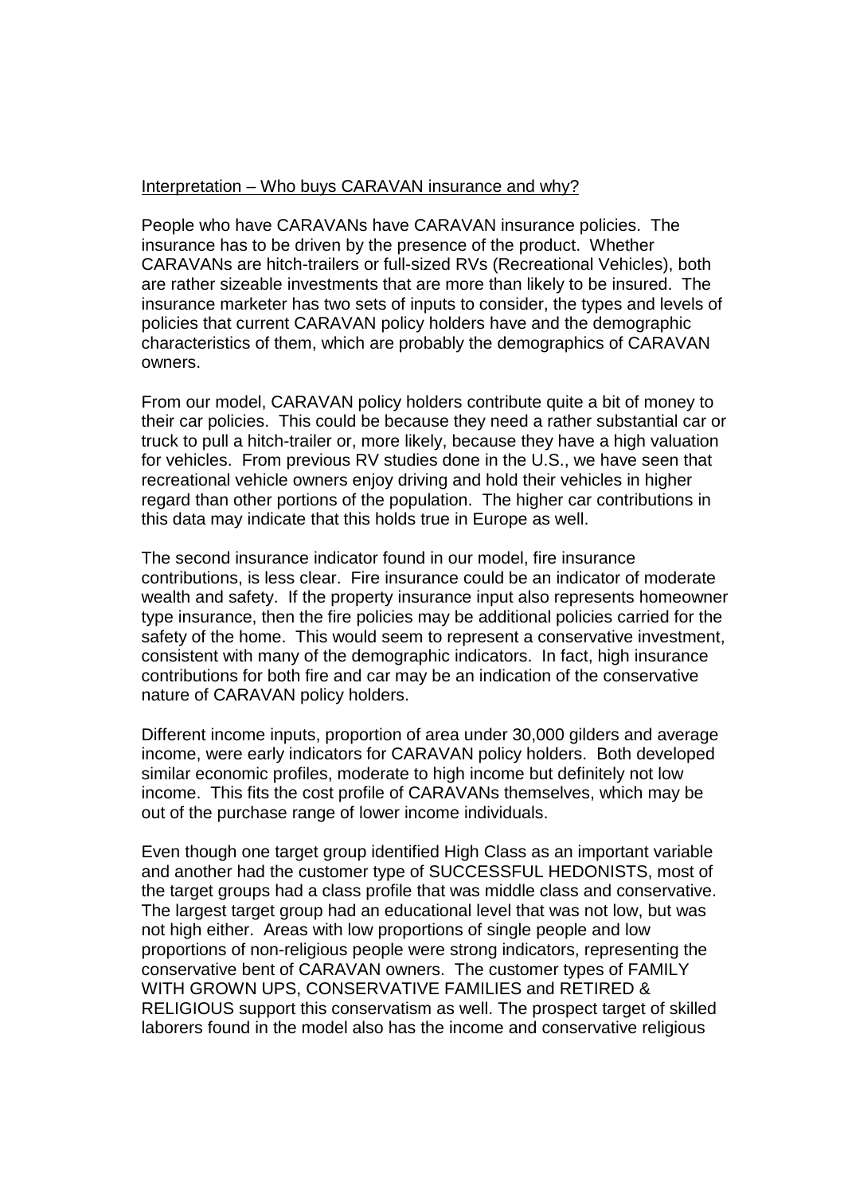Interpretation – Who buys CARAVAN insurance and why?

People who have CARAVANs have CARAVAN insurance policies. The insurance has to be driven by the presence of the product. Whether CARAVANs are hitch-trailers or full-sized RVs (Recreational Vehicles), both are rather sizeable investments that are more than likely to be insured. The insurance marketer has two sets of inputs to consider, the types and levels of policies that current CARAVAN policy holders have and the demographic characteristics of them, which are probably the demographics of CARAVAN owners.

From our model, CARAVAN policy holders contribute quite a bit of money to their car policies. This could be because they need a rather substantial car or truck to pull a hitch-trailer or, more likely, because they have a high valuation for vehicles. From previous RV studies done in the U.S., we have seen that recreational vehicle owners enjoy driving and hold their vehicles in higher regard than other portions of the population. The higher car contributions in this data may indicate that this holds true in Europe as well.

The second insurance indicator found in our model, fire insurance contributions, is less clear. Fire insurance could be an indicator of moderate wealth and safety. If the property insurance input also represents homeowner type insurance, then the fire policies may be additional policies carried for the safety of the home. This would seem to represent a conservative investment, consistent with many of the demographic indicators. In fact, high insurance contributions for both fire and car may be an indication of the conservative nature of CARAVAN policy holders.

Different income inputs, proportion of area under 30,000 gilders and average income, were early indicators for CARAVAN policy holders. Both developed similar economic profiles, moderate to high income but definitely not low income. This fits the cost profile of CARAVANs themselves, which may be out of the purchase range of lower income individuals.

Even though one target group identified High Class as an important variable and another had the customer type of SUCCESSFUL HEDONISTS, most of the target groups had a class profile that was middle class and conservative. The largest target group had an educational level that was not low, but was not high either. Areas with low proportions of single people and low proportions of non-religious people were strong indicators, representing the conservative bent of CARAVAN owners. The customer types of FAMILY WITH GROWN UPS, CONSERVATIVE FAMILIES and RETIRED & RELIGIOUS support this conservatism as well. The prospect target of skilled laborers found in the model also has the income and conservative religious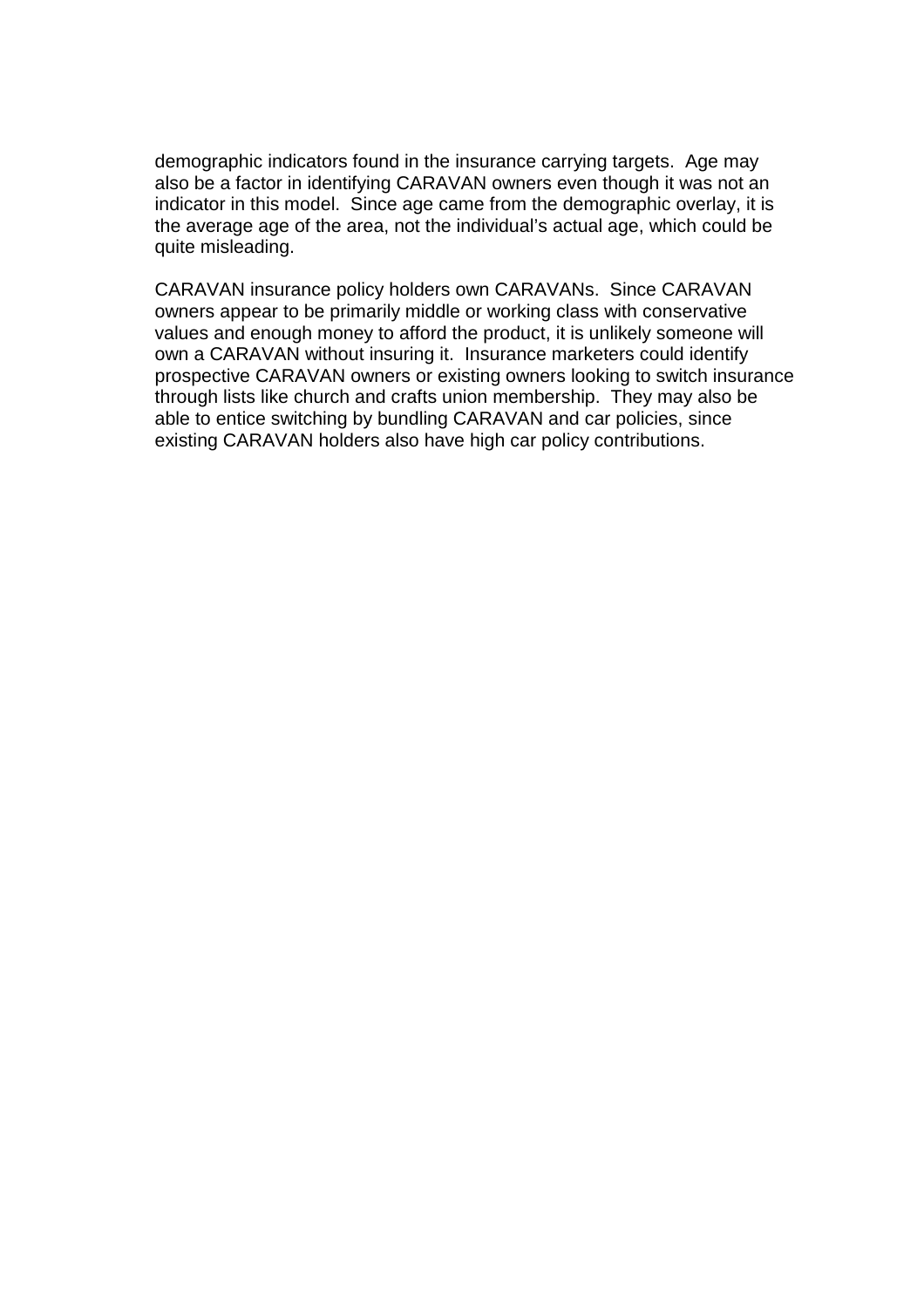demographic indicators found in the insurance carrying targets. Age may also be a factor in identifying CARAVAN owners even though it was not an indicator in this model. Since age came from the demographic overlay, it is the average age of the area, not the individual's actual age, which could be quite misleading.

CARAVAN insurance policy holders own CARAVANs. Since CARAVAN owners appear to be primarily middle or working class with conservative values and enough money to afford the product, it is unlikely someone will own a CARAVAN without insuring it. Insurance marketers could identify prospective CARAVAN owners or existing owners looking to switch insurance through lists like church and crafts union membership. They may also be able to entice switching by bundling CARAVAN and car policies, since existing CARAVAN holders also have high car policy contributions.